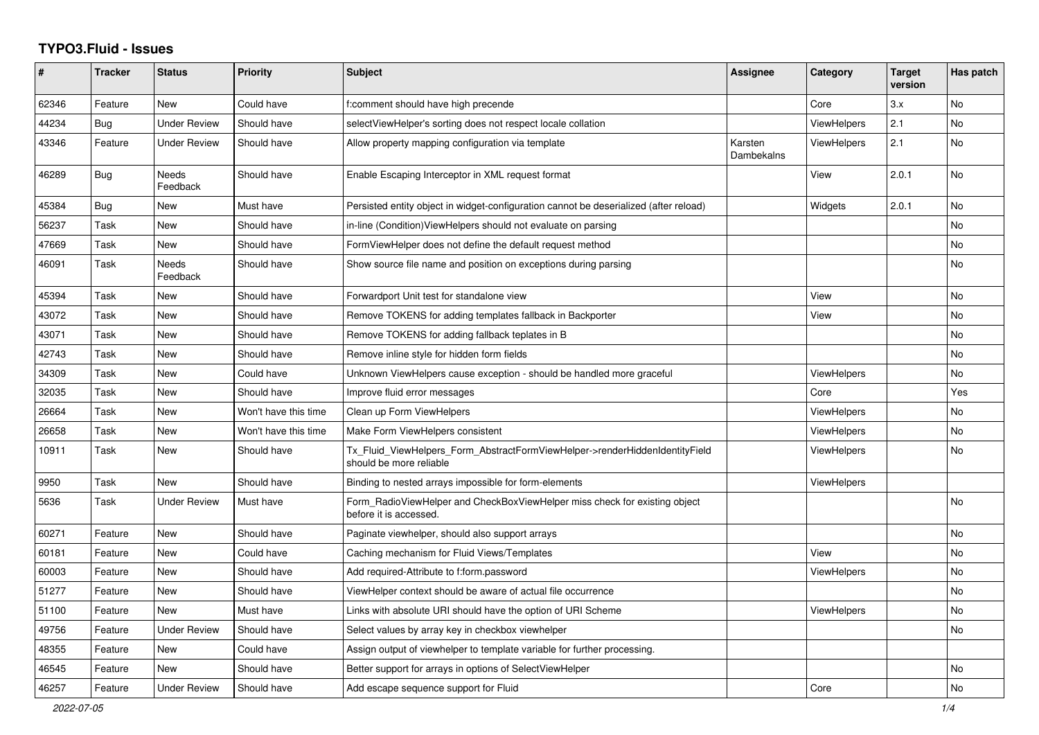# TYPO3.Fluid - Issues

| # | Tracker | Status | Priority | Subject | Assignee | Category | Target version | Has patch |
|---|---|---|---|---|---|---|---|---|
| 62346 | Feature | New | Could have | f:comment should have high precende | | Core | 3.x | No |
| 44234 | Bug | Under Review | Should have | selectViewHelper's sorting does not respect locale collation | | ViewHelpers | 2.1 | No |
| 43346 | Feature | Under Review | Should have | Allow property mapping configuration via template | Karsten Dambekalns | ViewHelpers | 2.1 | No |
| 46289 | Bug | Needs Feedback | Should have | Enable Escaping Interceptor in XML request format | | View | 2.0.1 | No |
| 45384 | Bug | New | Must have | Persisted entity object in widget-configuration cannot be deserialized (after reload) | | Widgets | 2.0.1 | No |
| 56237 | Task | New | Should have | in-line (Condition)ViewHelpers should not evaluate on parsing | | | | No |
| 47669 | Task | New | Should have | FormViewHelper does not define the default request method | | | | No |
| 46091 | Task | Needs Feedback | Should have | Show source file name and position on exceptions during parsing | | | | No |
| 45394 | Task | New | Should have | Forwardport Unit test for standalone view | | View | | No |
| 43072 | Task | New | Should have | Remove TOKENS for adding templates fallback in Backporter | | View | | No |
| 43071 | Task | New | Should have | Remove TOKENS for adding fallback teplates in B | | | | No |
| 42743 | Task | New | Should have | Remove inline style for hidden form fields | | | | No |
| 34309 | Task | New | Could have | Unknown ViewHelpers cause exception - should be handled more graceful | | ViewHelpers | | No |
| 32035 | Task | New | Should have | Improve fluid error messages | | Core | | Yes |
| 26664 | Task | New | Won't have this time | Clean up Form ViewHelpers | | ViewHelpers | | No |
| 26658 | Task | New | Won't have this time | Make Form ViewHelpers consistent | | ViewHelpers | | No |
| 10911 | Task | New | Should have | Tx_Fluid_ViewHelpers_Form_AbstractFormViewHelper->renderHiddenIdentityField should be more reliable | | ViewHelpers | | No |
| 9950 | Task | New | Should have | Binding to nested arrays impossible for form-elements | | ViewHelpers | | |
| 5636 | Task | Under Review | Must have | Form_RadioViewHelper and CheckBoxViewHelper miss check for existing object before it is accessed. | | | | No |
| 60271 | Feature | New | Should have | Paginate viewhelper, should also support arrays | | | | No |
| 60181 | Feature | New | Could have | Caching mechanism for Fluid Views/Templates | | View | | No |
| 60003 | Feature | New | Should have | Add required-Attribute to f:form.password | | ViewHelpers | | No |
| 51277 | Feature | New | Should have | ViewHelper context should be aware of actual file occurrence | | | | No |
| 51100 | Feature | New | Must have | Links with absolute URI should have the option of URI Scheme | | ViewHelpers | | No |
| 49756 | Feature | Under Review | Should have | Select values by array key in checkbox viewhelper | | | | No |
| 48355 | Feature | New | Could have | Assign output of viewhelper to template variable for further processing. | | | | |
| 46545 | Feature | New | Should have | Better support for arrays in options of SelectViewHelper | | | | No |
| 46257 | Feature | Under Review | Should have | Add escape sequence support for Fluid | | Core | | No |

2022-07-05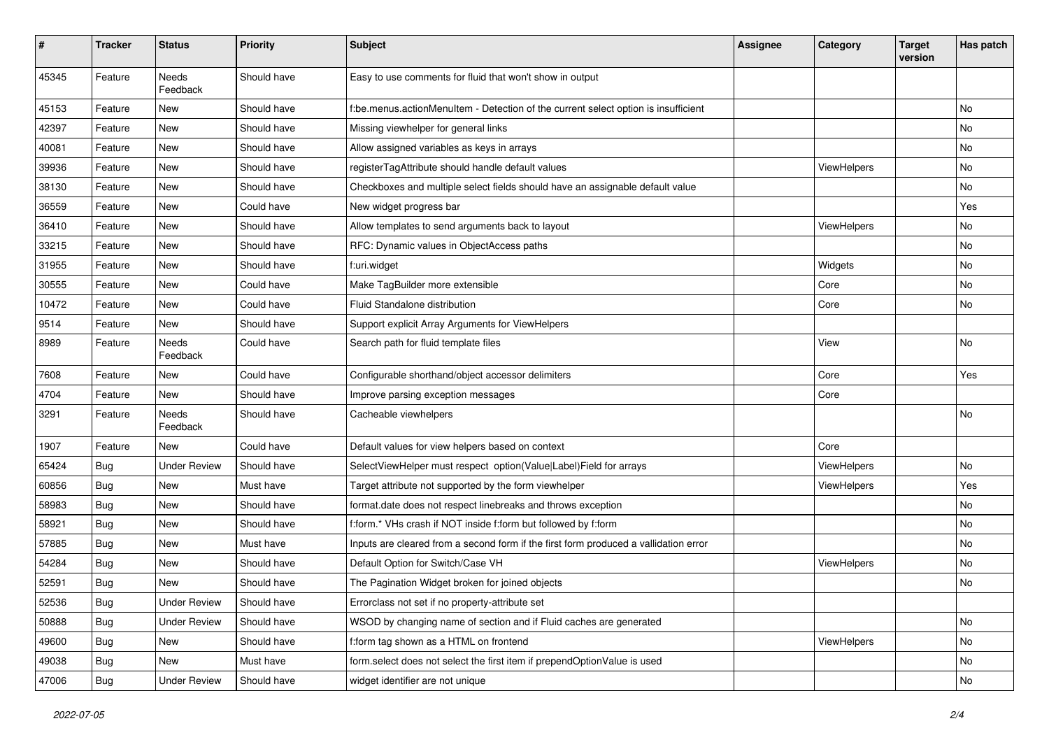| # | Tracker | Status | Priority | Subject | Assignee | Category | Target version | Has patch |
|---|---|---|---|---|---|---|---|---|
| 45345 | Feature | Needs Feedback | Should have | Easy to use comments for fluid that won't show in output | | | | |
| 45153 | Feature | New | Should have | f:be.menus.actionMenuItem - Detection of the current select option is insufficient | | | | No |
| 42397 | Feature | New | Should have | Missing viewhelper for general links | | | | No |
| 40081 | Feature | New | Should have | Allow assigned variables as keys in arrays | | | | No |
| 39936 | Feature | New | Should have | registerTagAttribute should handle default values | | ViewHelpers | | No |
| 38130 | Feature | New | Should have | Checkboxes and multiple select fields should have an assignable default value | | | | No |
| 36559 | Feature | New | Could have | New widget progress bar | | | | Yes |
| 36410 | Feature | New | Should have | Allow templates to send arguments back to layout | | ViewHelpers | | No |
| 33215 | Feature | New | Should have | RFC: Dynamic values in ObjectAccess paths | | | | No |
| 31955 | Feature | New | Should have | f:uri.widget | | Widgets | | No |
| 30555 | Feature | New | Could have | Make TagBuilder more extensible | | Core | | No |
| 10472 | Feature | New | Could have | Fluid Standalone distribution | | Core | | No |
| 9514 | Feature | New | Should have | Support explicit Array Arguments for ViewHelpers | | | | |
| 8989 | Feature | Needs Feedback | Could have | Search path for fluid template files | | View | | No |
| 7608 | Feature | New | Could have | Configurable shorthand/object accessor delimiters | | Core | | Yes |
| 4704 | Feature | New | Should have | Improve parsing exception messages | | Core | | |
| 3291 | Feature | Needs Feedback | Should have | Cacheable viewhelpers | | | | No |
| 1907 | Feature | New | Could have | Default values for view helpers based on context | | Core | | |
| 65424 | Bug | Under Review | Should have | SelectViewHelper must respect option(Value\|Label)Field for arrays | | ViewHelpers | | No |
| 60856 | Bug | New | Must have | Target attribute not supported by the form viewhelper | | ViewHelpers | | Yes |
| 58983 | Bug | New | Should have | format.date does not respect linebreaks and throws exception | | | | No |
| 58921 | Bug | New | Should have | f:form.* VHs crash if NOT inside f:form but followed by f:form | | | | No |
| 57885 | Bug | New | Must have | Inputs are cleared from a second form if the first form produced a vallidation error | | | | No |
| 54284 | Bug | New | Should have | Default Option for Switch/Case VH | | ViewHelpers | | No |
| 52591 | Bug | New | Should have | The Pagination Widget broken for joined objects | | | | No |
| 52536 | Bug | Under Review | Should have | Errorclass not set if no property-attribute set | | | | |
| 50888 | Bug | Under Review | Should have | WSOD by changing name of section and if Fluid caches are generated | | | | No |
| 49600 | Bug | New | Should have | f:form tag shown as a HTML on frontend | | ViewHelpers | | No |
| 49038 | Bug | New | Must have | form.select does not select the first item if prependOptionValue is used | | | | No |
| 47006 | Bug | Under Review | Should have | widget identifier are not unique | | | | No |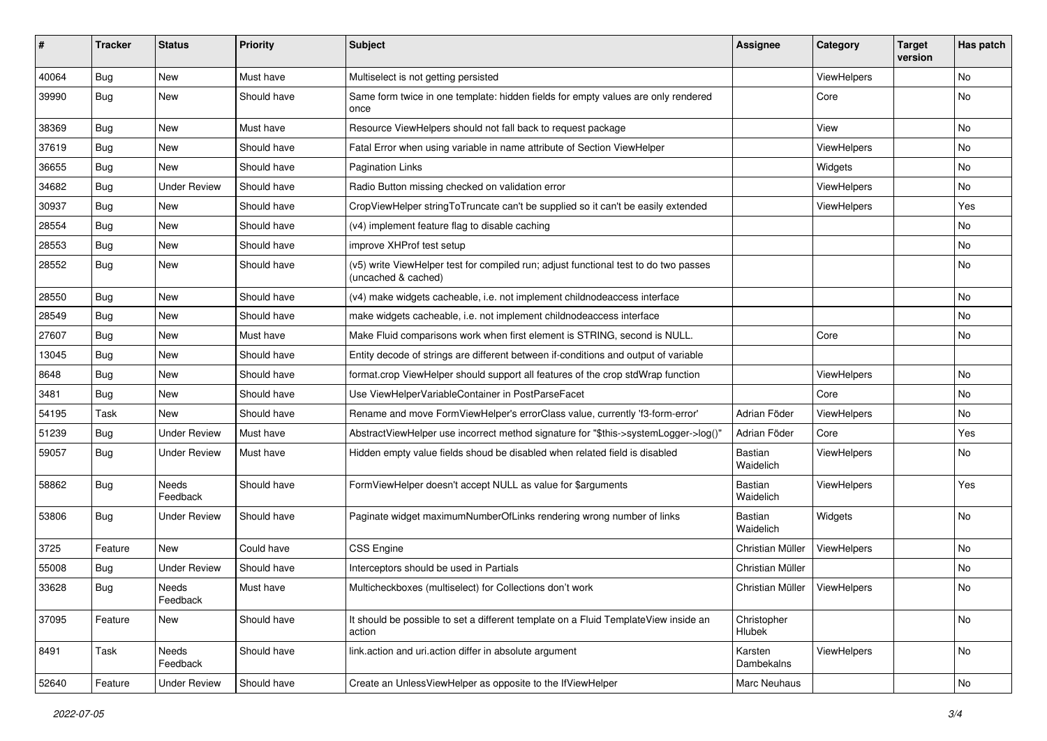| # | Tracker | Status | Priority | Subject | Assignee | Category | Target version | Has patch |
|---|---|---|---|---|---|---|---|---|
| 40064 | Bug | New | Must have | Multiselect is not getting persisted | | ViewHelpers | | No |
| 39990 | Bug | New | Should have | Same form twice in one template: hidden fields for empty values are only rendered once | | Core | | No |
| 38369 | Bug | New | Must have | Resource ViewHelpers should not fall back to request package | | View | | No |
| 37619 | Bug | New | Should have | Fatal Error when using variable in name attribute of Section ViewHelper | | ViewHelpers | | No |
| 36655 | Bug | New | Should have | Pagination Links | | Widgets | | No |
| 34682 | Bug | Under Review | Should have | Radio Button missing checked on validation error | | ViewHelpers | | No |
| 30937 | Bug | New | Should have | CropViewHelper stringToTruncate can't be supplied so it can't be easily extended | | ViewHelpers | | Yes |
| 28554 | Bug | New | Should have | (v4) implement feature flag to disable caching | | | | No |
| 28553 | Bug | New | Should have | improve XHProf test setup | | | | No |
| 28552 | Bug | New | Should have | (v5) write ViewHelper test for compiled run; adjust functional test to do two passes (uncached & cached) | | | | No |
| 28550 | Bug | New | Should have | (v4) make widgets cacheable, i.e. not implement childnodeaccess interface | | | | No |
| 28549 | Bug | New | Should have | make widgets cacheable, i.e. not implement childnodeaccess interface | | | | No |
| 27607 | Bug | New | Must have | Make Fluid comparisons work when first element is STRING, second is NULL. | | Core | | No |
| 13045 | Bug | New | Should have | Entity decode of strings are different between if-conditions and output of variable | | | | |
| 8648 | Bug | New | Should have | format.crop ViewHelper should support all features of the crop stdWrap function | | ViewHelpers | | No |
| 3481 | Bug | New | Should have | Use ViewHelperVariableContainer in PostParseFacet | | Core | | No |
| 54195 | Task | New | Should have | Rename and move FormViewHelper's errorClass value, currently 'f3-form-error' | Adrian Föder | ViewHelpers | | No |
| 51239 | Bug | Under Review | Must have | AbstractViewHelper use incorrect method signature for "$this->systemLogger->log()" | Adrian Föder | Core | | Yes |
| 59057 | Bug | Under Review | Must have | Hidden empty value fields shoud be disabled when related field is disabled | Bastian Waidelich | ViewHelpers | | No |
| 58862 | Bug | Needs Feedback | Should have | FormViewHelper doesn't accept NULL as value for $arguments | Bastian Waidelich | ViewHelpers | | Yes |
| 53806 | Bug | Under Review | Should have | Paginate widget maximumNumberOfLinks rendering wrong number of links | Bastian Waidelich | Widgets | | No |
| 3725 | Feature | New | Could have | CSS Engine | Christian Müller | ViewHelpers | | No |
| 55008 | Bug | Under Review | Should have | Interceptors should be used in Partials | Christian Müller | | | No |
| 33628 | Bug | Needs Feedback | Must have | Multicheckboxes (multiselect) for Collections don't work | Christian Müller | ViewHelpers | | No |
| 37095 | Feature | New | Should have | It should be possible to set a different template on a Fluid TemplateView inside an action | Christopher Hlubek | | | No |
| 8491 | Task | Needs Feedback | Should have | link.action and uri.action differ in absolute argument | Karsten Dambekalns | ViewHelpers | | No |
| 52640 | Feature | Under Review | Should have | Create an UnlessViewHelper as opposite to the IfViewHelper | Marc Neuhaus | | | No |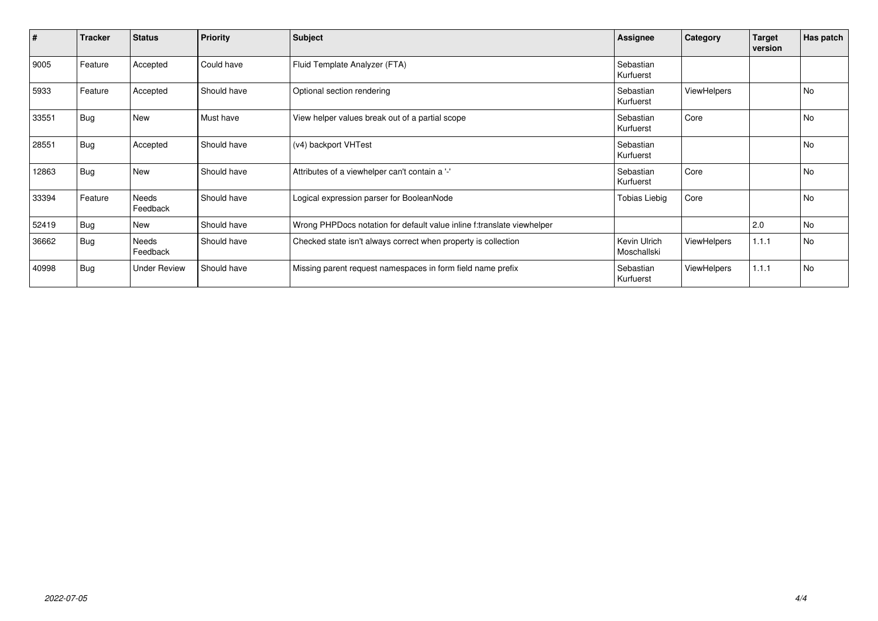| # | Tracker | Status | Priority | Subject | Assignee | Category | Target version | Has patch |
|---|---|---|---|---|---|---|---|---|
| 9005 | Feature | Accepted | Could have | Fluid Template Analyzer (FTA) | Sebastian Kurfuerst | | | |
| 5933 | Feature | Accepted | Should have | Optional section rendering | Sebastian Kurfuerst | ViewHelpers | | No |
| 33551 | Bug | New | Must have | View helper values break out of a partial scope | Sebastian Kurfuerst | Core | | No |
| 28551 | Bug | Accepted | Should have | (v4) backport VHTest | Sebastian Kurfuerst | | | No |
| 12863 | Bug | New | Should have | Attributes of a viewhelper can't contain a '-' | Sebastian Kurfuerst | Core | | No |
| 33394 | Feature | Needs Feedback | Should have | Logical expression parser for BooleanNode | Tobias Liebig | Core | | No |
| 52419 | Bug | New | Should have | Wrong PHPDocs notation for default value inline f:translate viewhelper | | | 2.0 | No |
| 36662 | Bug | Needs Feedback | Should have | Checked state isn't always correct when property is collection | Kevin Ulrich Moschallski | ViewHelpers | 1.1.1 | No |
| 40998 | Bug | Under Review | Should have | Missing parent request namespaces in form field name prefix | Sebastian Kurfuerst | ViewHelpers | 1.1.1 | No |

*2022-07-05*